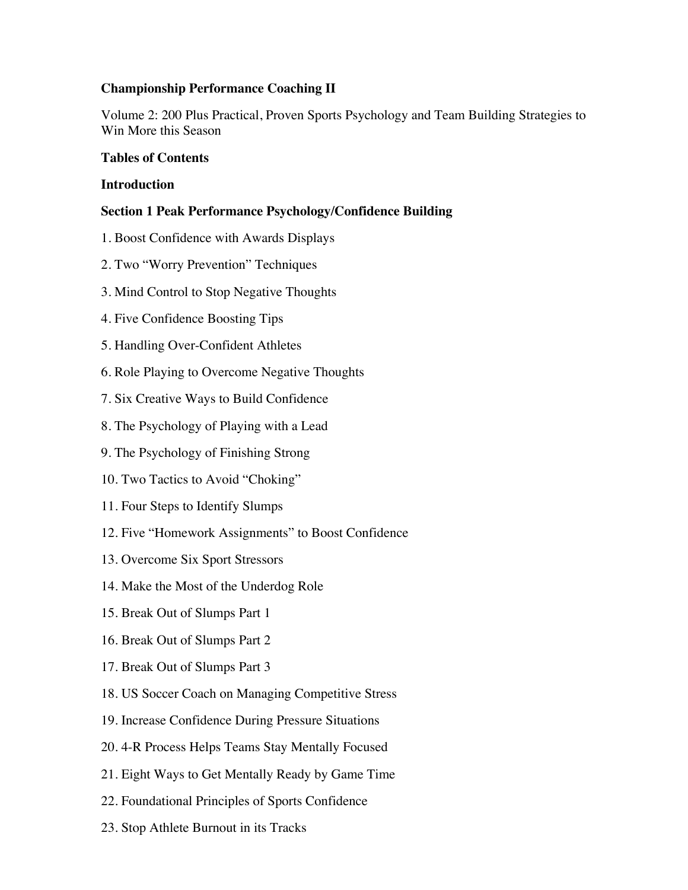**Championship Performance Coaching II**

Volume 2: 200 Plus Practical, Proven Sports Psychology and Team Building Strategies to Win More this Season

**Tables of Contents**

**Introduction**

**Section 1 Peak Performance Psychology/Confidence Building**

1. Boost Confidence with Awards Displays
2. Two "Worry Prevention" Techniques
3. Mind Control to Stop Negative Thoughts
4. Five Confidence Boosting Tips
5. Handling Over-Confident Athletes
6. Role Playing to Overcome Negative Thoughts
7. Six Creative Ways to Build Confidence
8. The Psychology of Playing with a Lead
9. The Psychology of Finishing Strong
10. Two Tactics to Avoid "Choking"
11. Four Steps to Identify Slumps
12. Five "Homework Assignments" to Boost Confidence
13. Overcome Six Sport Stressors
14. Make the Most of the Underdog Role
15. Break Out of Slumps Part 1
16. Break Out of Slumps Part 2
17. Break Out of Slumps Part 3
18. US Soccer Coach on Managing Competitive Stress
19. Increase Confidence During Pressure Situations
20. 4-R Process Helps Teams Stay Mentally Focused
21. Eight Ways to Get Mentally Ready by Game Time
22. Foundational Principles of Sports Confidence
23. Stop Athlete Burnout in its Tracks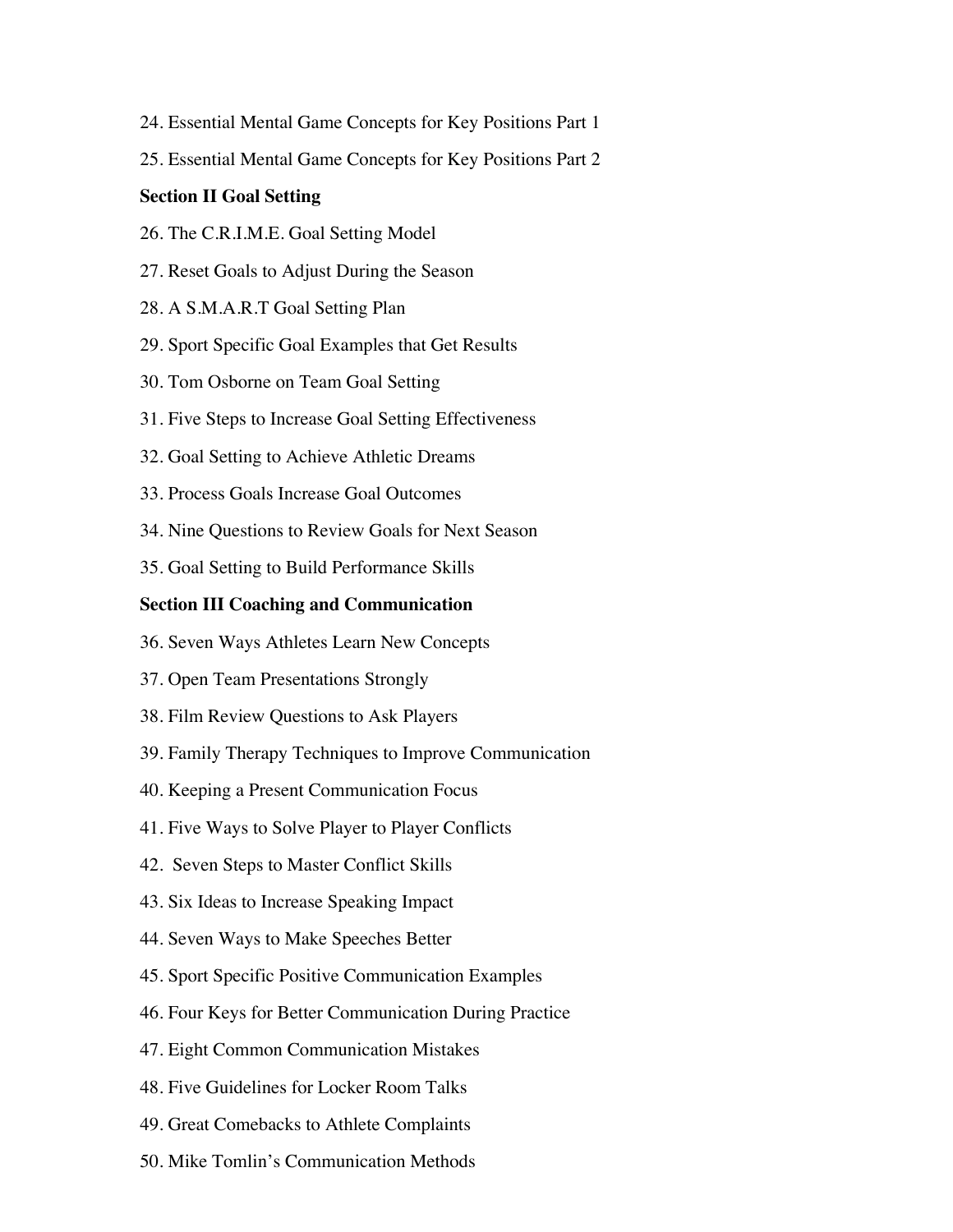24. Essential Mental Game Concepts for Key Positions Part 1

25. Essential Mental Game Concepts for Key Positions Part 2

**Section II Goal Setting**

26. The C.R.I.M.E. Goal Setting Model

27. Reset Goals to Adjust During the Season

28. A S.M.A.R.T Goal Setting Plan

29. Sport Specific Goal Examples that Get Results

30. Tom Osborne on Team Goal Setting

31. Five Steps to Increase Goal Setting Effectiveness

32. Goal Setting to Achieve Athletic Dreams

33. Process Goals Increase Goal Outcomes

34. Nine Questions to Review Goals for Next Season

35. Goal Setting to Build Performance Skills

**Section III Coaching and Communication**

36. Seven Ways Athletes Learn New Concepts

37. Open Team Presentations Strongly

38. Film Review Questions to Ask Players

39. Family Therapy Techniques to Improve Communication

40. Keeping a Present Communication Focus

41. Five Ways to Solve Player to Player Conflicts

42. Seven Steps to Master Conflict Skills

43. Six Ideas to Increase Speaking Impact

44. Seven Ways to Make Speeches Better

45. Sport Specific Positive Communication Examples

46. Four Keys for Better Communication During Practice

47. Eight Common Communication Mistakes

48. Five Guidelines for Locker Room Talks

49. Great Comebacks to Athlete Complaints

50. Mike Tomlin's Communication Methods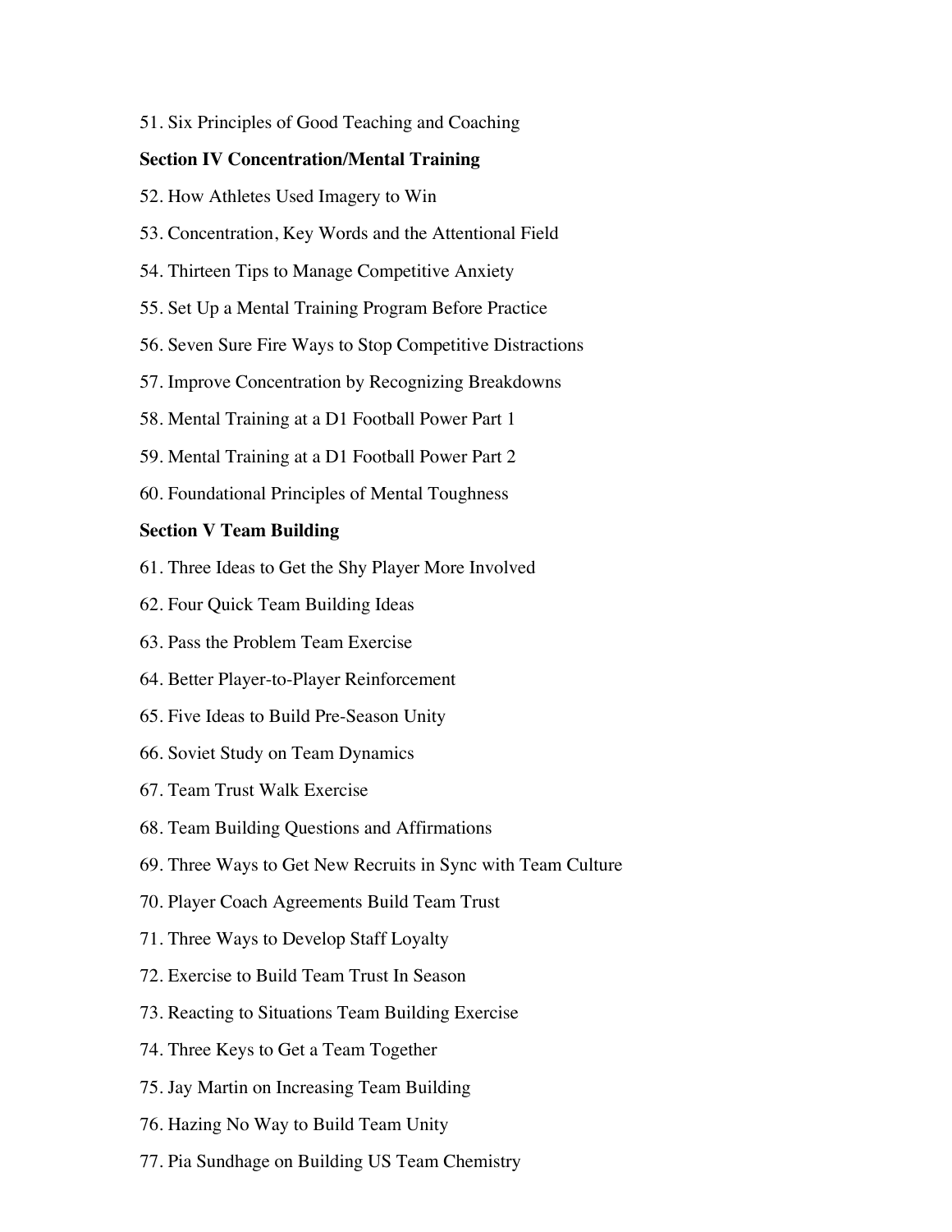51. Six Principles of Good Teaching and Coaching

**Section IV Concentration/Mental Training**

52. How Athletes Used Imagery to Win

53. Concentration, Key Words and the Attentional Field

54. Thirteen Tips to Manage Competitive Anxiety

55. Set Up a Mental Training Program Before Practice

56. Seven Sure Fire Ways to Stop Competitive Distractions

57. Improve Concentration by Recognizing Breakdowns

58. Mental Training at a D1 Football Power Part 1

59. Mental Training at a D1 Football Power Part 2

60. Foundational Principles of Mental Toughness

**Section V Team Building**

61. Three Ideas to Get the Shy Player More Involved

62. Four Quick Team Building Ideas

63. Pass the Problem Team Exercise

64. Better Player-to-Player Reinforcement

65. Five Ideas to Build Pre-Season Unity

66. Soviet Study on Team Dynamics

67. Team Trust Walk Exercise

68. Team Building Questions and Affirmations

69. Three Ways to Get New Recruits in Sync with Team Culture

70. Player Coach Agreements Build Team Trust

71. Three Ways to Develop Staff Loyalty

72. Exercise to Build Team Trust In Season

73. Reacting to Situations Team Building Exercise

74. Three Keys to Get a Team Together

75. Jay Martin on Increasing Team Building

76. Hazing No Way to Build Team Unity

77. Pia Sundhage on Building US Team Chemistry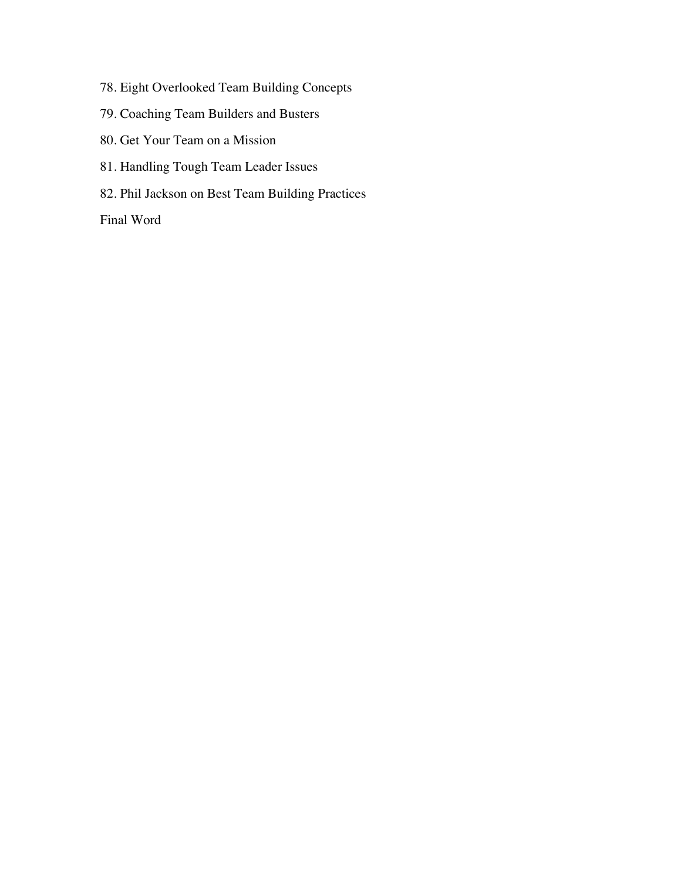78. Eight Overlooked Team Building Concepts

79. Coaching Team Builders and Busters

80. Get Your Team on a Mission

81. Handling Tough Team Leader Issues

82. Phil Jackson on Best Team Building Practices

Final Word